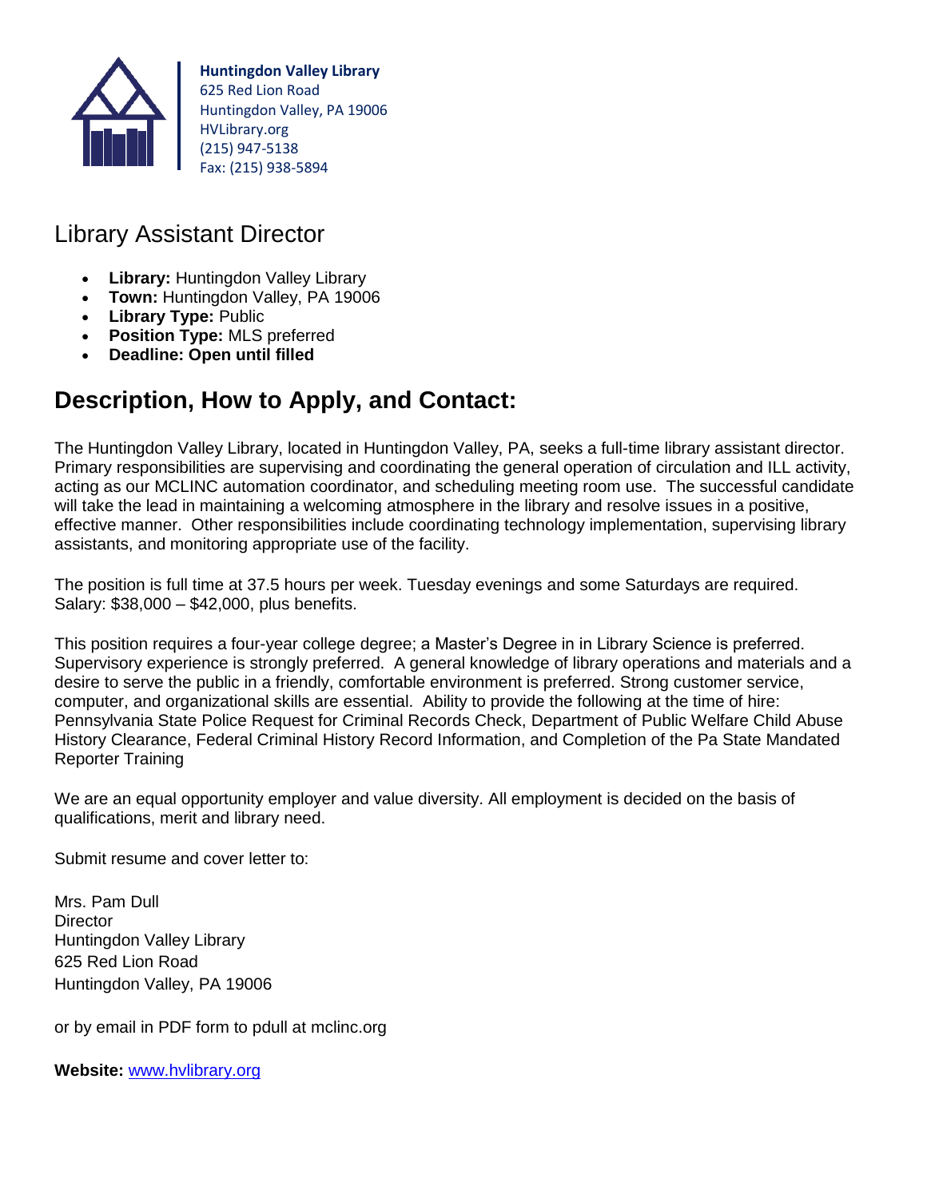**Huntingdon Valley Library**
625 Red Lion Road
Huntingdon Valley, PA 19006
HVLibrary.org
(215) 947-5138
Fax: (215) 938-5894

# Library Assistant Director

- **Library:** Huntingdon Valley Library
- **Town:** Huntingdon Valley, PA 19006
- **Library Type:** Public
- **Position Type:** MLS preferred
- **Deadline: Open until filled**

## Description, How to Apply, and Contact:

The Huntingdon Valley Library, located in Huntingdon Valley, PA, seeks a full-time library assistant director. Primary responsibilities are supervising and coordinating the general operation of circulation and ILL activity, acting as our MCLINC automation coordinator, and scheduling meeting room use. The successful candidate will take the lead in maintaining a welcoming atmosphere in the library and resolve issues in a positive, effective manner. Other responsibilities include coordinating technology implementation, supervising library assistants, and monitoring appropriate use of the facility.

The position is full time at 37.5 hours per week. Tuesday evenings and some Saturdays are required. Salary: $38,000 – $42,000, plus benefits.

This position requires a four-year college degree; a Master's Degree in in Library Science is preferred. Supervisory experience is strongly preferred. A general knowledge of library operations and materials and a desire to serve the public in a friendly, comfortable environment is preferred. Strong customer service, computer, and organizational skills are essential. Ability to provide the following at the time of hire: Pennsylvania State Police Request for Criminal Records Check, Department of Public Welfare Child Abuse History Clearance, Federal Criminal History Record Information, and Completion of the Pa State Mandated Reporter Training

We are an equal opportunity employer and value diversity. All employment is decided on the basis of qualifications, merit and library need.

Submit resume and cover letter to:

Mrs. Pam Dull
Director
Huntingdon Valley Library
625 Red Lion Road
Huntingdon Valley, PA 19006

or by email in PDF form to pdull at mclinc.org

**Website:** [www.hvlibrary.org](http://www.hvlibrary.org)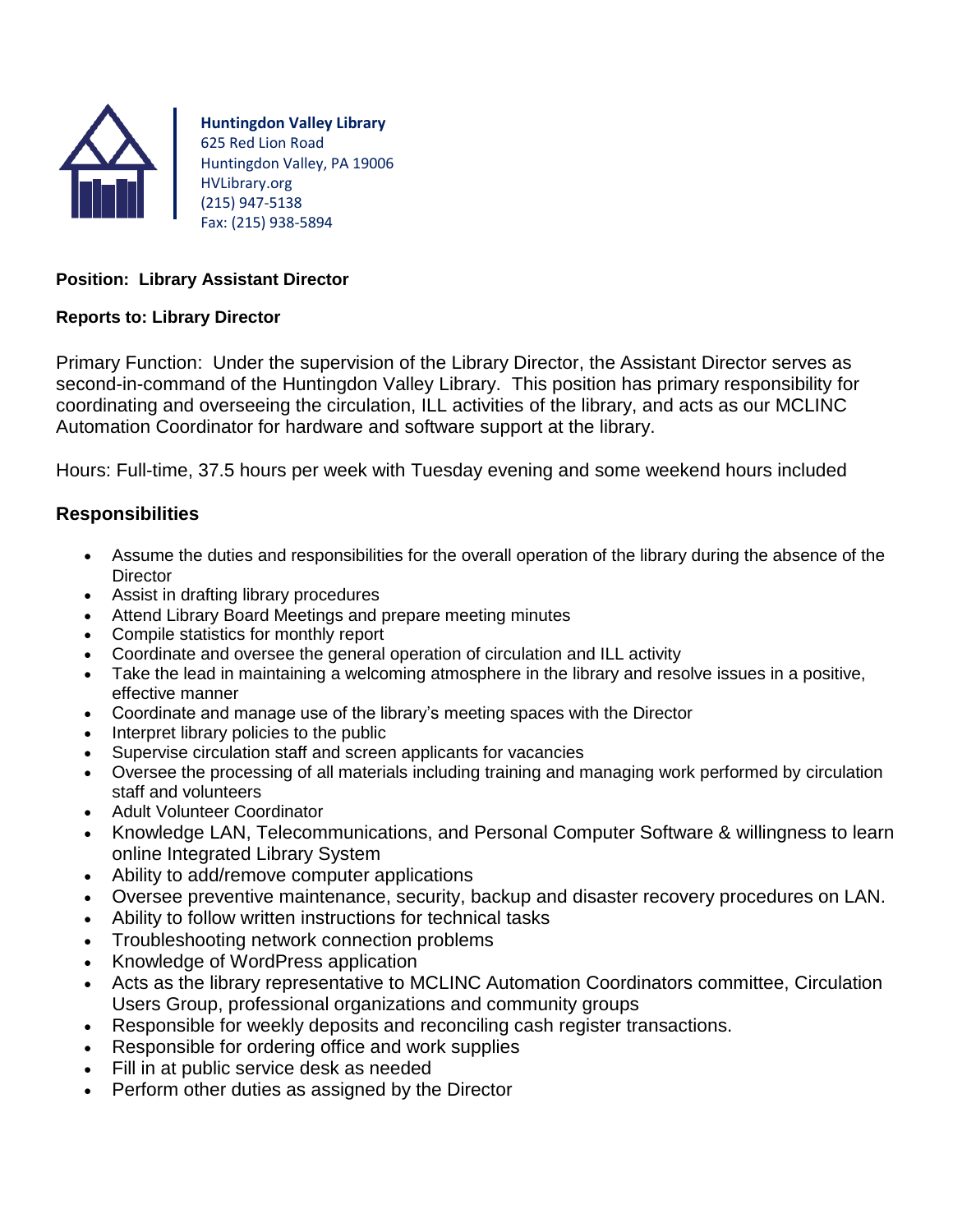**Huntingdon Valley Library**
625 Red Lion Road
Huntingdon Valley, PA 19006
HVLibrary.org
(215) 947-5138
Fax: (215) 938-5894

**Position: Library Assistant Director**

**Reports to: Library Director**

Primary Function: Under the supervision of the Library Director, the Assistant Director serves as second-in-command of the Huntingdon Valley Library. This position has primary responsibility for coordinating and overseeing the circulation, ILL activities of the library, and acts as our MCLINC Automation Coordinator for hardware and software support at the library.

Hours: Full-time, 37.5 hours per week with Tuesday evening and some weekend hours included

## Responsibilities

- Assume the duties and responsibilities for the overall operation of the library during the absence of the Director
- Assist in drafting library procedures
- Attend Library Board Meetings and prepare meeting minutes
- Compile statistics for monthly report
- Coordinate and oversee the general operation of circulation and ILL activity
- Take the lead in maintaining a welcoming atmosphere in the library and resolve issues in a positive, effective manner
- Coordinate and manage use of the library's meeting spaces with the Director
- Interpret library policies to the public
- Supervise circulation staff and screen applicants for vacancies
- Oversee the processing of all materials including training and managing work performed by circulation staff and volunteers
- Adult Volunteer Coordinator
- Knowledge LAN, Telecommunications, and Personal Computer Software & willingness to learn online Integrated Library System
- Ability to add/remove computer applications
- Oversee preventive maintenance, security, backup and disaster recovery procedures on LAN.
- Ability to follow written instructions for technical tasks
- Troubleshooting network connection problems
- Knowledge of WordPress application
- Acts as the library representative to MCLINC Automation Coordinators committee, Circulation Users Group, professional organizations and community groups
- Responsible for weekly deposits and reconciling cash register transactions.
- Responsible for ordering office and work supplies
- Fill in at public service desk as needed
- Perform other duties as assigned by the Director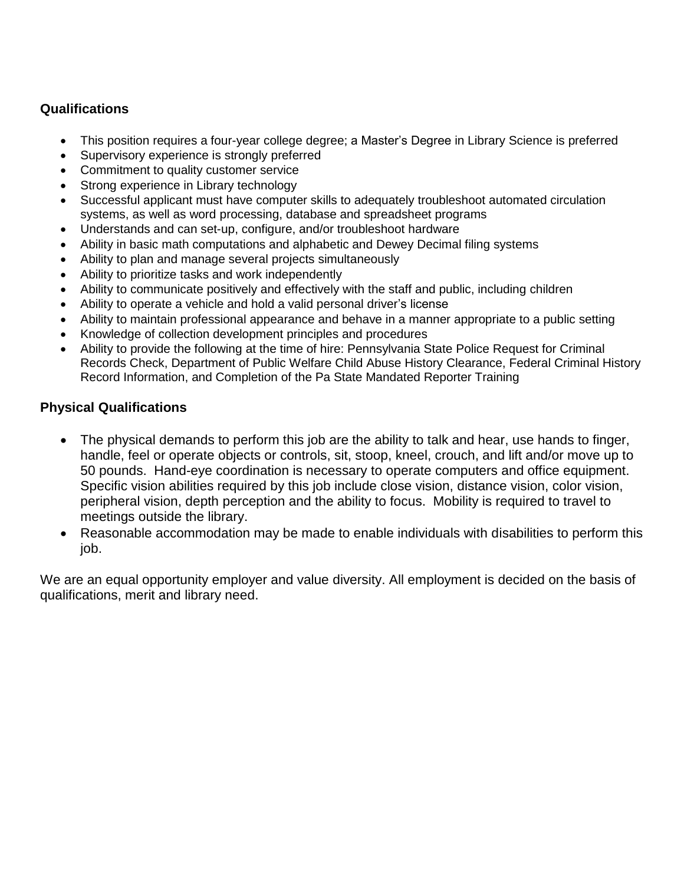### Qualifications

- This position requires a four-year college degree; a Master's Degree in Library Science is preferred
- Supervisory experience is strongly preferred
- Commitment to quality customer service
- Strong experience in Library technology
- Successful applicant must have computer skills to adequately troubleshoot automated circulation systems, as well as word processing, database and spreadsheet programs
- Understands and can set-up, configure, and/or troubleshoot hardware
- Ability in basic math computations and alphabetic and Dewey Decimal filing systems
- Ability to plan and manage several projects simultaneously
- Ability to prioritize tasks and work independently
- Ability to communicate positively and effectively with the staff and public, including children
- Ability to operate a vehicle and hold a valid personal driver's license
- Ability to maintain professional appearance and behave in a manner appropriate to a public setting
- Knowledge of collection development principles and procedures
- Ability to provide the following at the time of hire: Pennsylvania State Police Request for Criminal Records Check, Department of Public Welfare Child Abuse History Clearance, Federal Criminal History Record Information, and Completion of the Pa State Mandated Reporter Training

### Physical Qualifications

- The physical demands to perform this job are the ability to talk and hear, use hands to finger, handle, feel or operate objects or controls, sit, stoop, kneel, crouch, and lift and/or move up to 50 pounds. Hand-eye coordination is necessary to operate computers and office equipment. Specific vision abilities required by this job include close vision, distance vision, color vision, peripheral vision, depth perception and the ability to focus. Mobility is required to travel to meetings outside the library.
- Reasonable accommodation may be made to enable individuals with disabilities to perform this job.

We are an equal opportunity employer and value diversity. All employment is decided on the basis of qualifications, merit and library need.